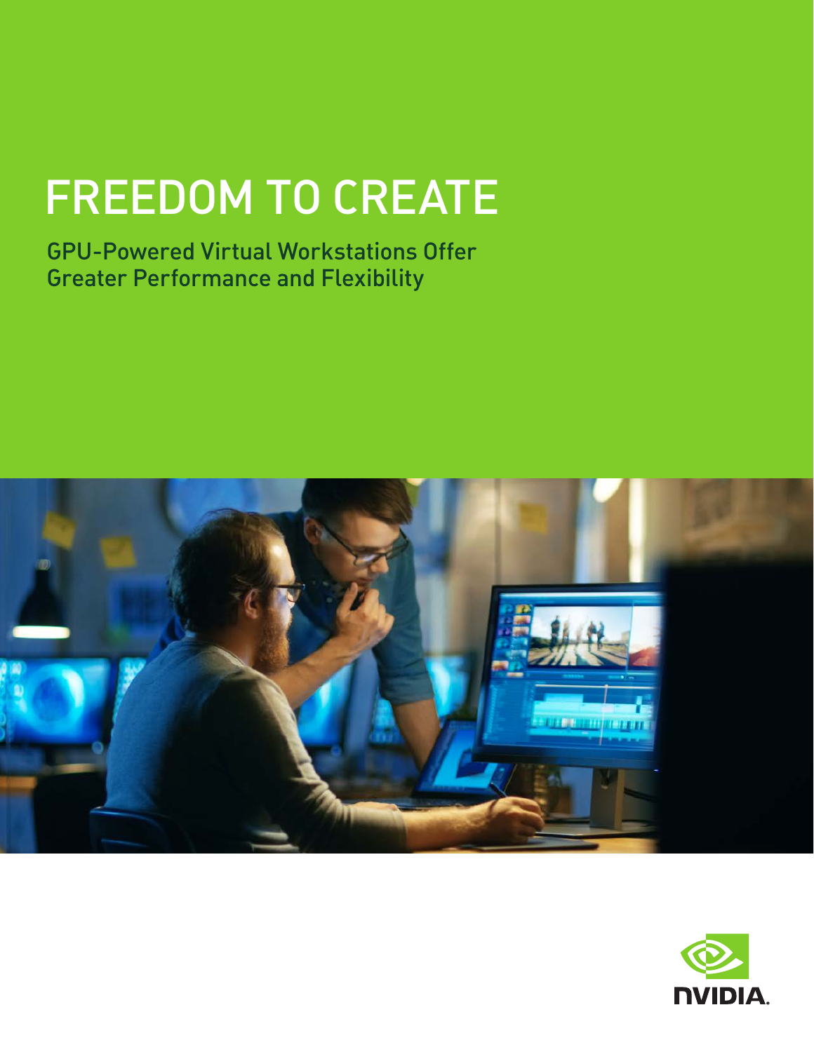# FREEDOM TO CREATE

GPU-Powered Virtual Workstations Offer Greater Performance and Flexibility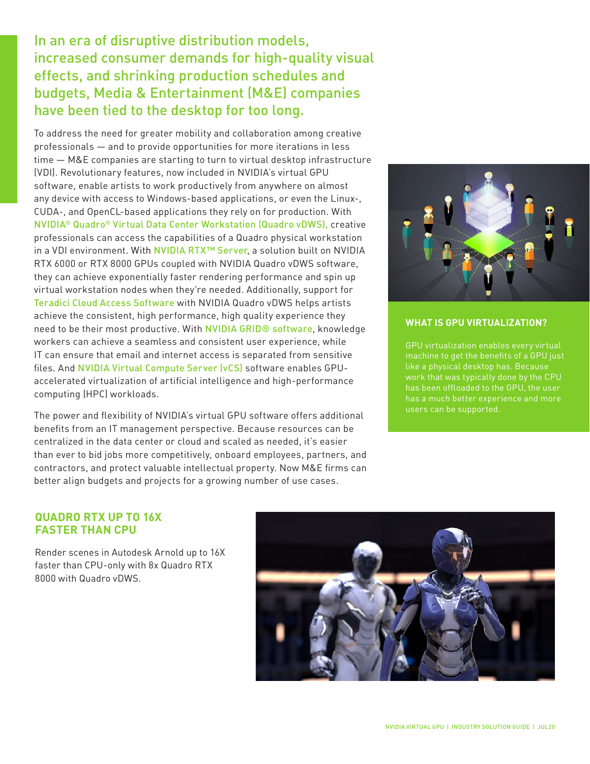## In an era of disruptive distribution models, increased consumer demands for high-quality visual effects, and shrinking production schedules and budgets, Media & Entertainment (M&E) companies have been tied to the desktop for too long.

To address the need for greater mobility and collaboration among creative professionals — and to provide opportunities for more iterations in less time — M&E companies are starting to turn to virtual desktop infrastructure (VDI). Revolutionary features, now included in NVIDIA's virtual GPU software, enable artists to work productively from anywhere on almost any device with access to Windows-based applications, or even the Linux-, CUDA-, and OpenCL-based applications they rely on for production. With NVIDIA® Quadro® Virtual Data Center Workstation (Quadro vDWS), creative professionals can access the capabilities of a Quadro physical workstation in a VDI environment. With NVIDIA RTX™ Server, a solution built on NVIDIA RTX 6000 or RTX 8000 GPUs coupled with NVIDIA Quadro vDWS software, they can achieve exponentially faster rendering performance and spin up virtual workstation nodes when they're needed. Additionally, support for Teradici Cloud Access Software with NVIDIA Quadro vDWS helps artists achieve the consistent, high performance, high quality experience they need to be their most productive. With NVIDIA GRID® software, knowledge workers can achieve a seamless and consistent user experience, while IT can ensure that email and internet access is separated from sensitive files. And NVIDIA Virtual Compute Server (vCS) software enables GPU-accelerated virtualization of artificial intelligence and high-performance computing (HPC) workloads.

The power and flexibility of NVIDIA's virtual GPU software offers additional benefits from an IT management perspective. Because resources can be centralized in the data center or cloud and scaled as needed, it's easier than ever to bid jobs more competitively, onboard employees, partners, and contractors, and protect valuable intellectual property. Now M&E firms can better align budgets and projects for a growing number of use cases.

### WHAT IS GPU VIRTUALIZATION?

GPU virtualization enables every virtual machine to get the benefits of a GPU just like a physical desktop has. Because work that was typically done by the CPU has been offloaded to the GPU, the user has a much better experience and more users can be supported.

### QUADRO RTX UP TO 16X FASTER THAN CPU

Render scenes in Autodesk Arnold up to 16X faster than CPU-only with 8x Quadro RTX 8000 with Quadro vDWS.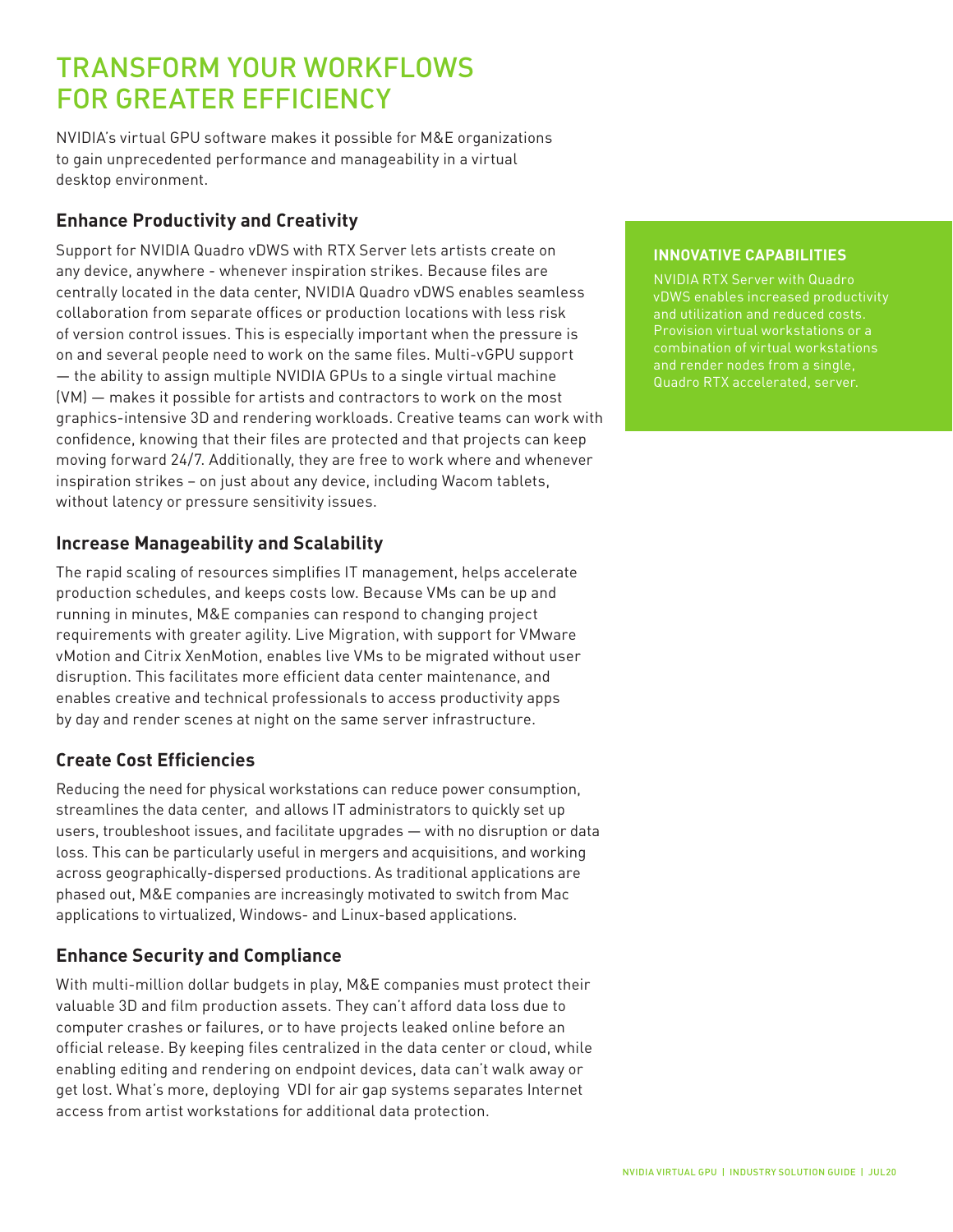# TRANSFORM YOUR WORKFLOWS FOR GREATER EFFICIENCY

NVIDIA's virtual GPU software makes it possible for M&E organizations to gain unprecedented performance and manageability in a virtual desktop environment.

## Enhance Productivity and Creativity

Support for NVIDIA Quadro vDWS with RTX Server lets artists create on any device, anywhere - whenever inspiration strikes. Because files are centrally located in the data center, NVIDIA Quadro vDWS enables seamless collaboration from separate offices or production locations with less risk of version control issues. This is especially important when the pressure is on and several people need to work on the same files. Multi-vGPU support — the ability to assign multiple NVIDIA GPUs to a single virtual machine (VM) — makes it possible for artists and contractors to work on the most graphics-intensive 3D and rendering workloads. Creative teams can work with confidence, knowing that their files are protected and that projects can keep moving forward 24/7. Additionally, they are free to work where and whenever inspiration strikes – on just about any device, including Wacom tablets, without latency or pressure sensitivity issues.

## Increase Manageability and Scalability

The rapid scaling of resources simplifies IT management, helps accelerate production schedules, and keeps costs low. Because VMs can be up and running in minutes, M&E companies can respond to changing project requirements with greater agility. Live Migration, with support for VMware vMotion and Citrix XenMotion, enables live VMs to be migrated without user disruption. This facilitates more efficient data center maintenance, and enables creative and technical professionals to access productivity apps by day and render scenes at night on the same server infrastructure.

## Create Cost Efficiencies

Reducing the need for physical workstations can reduce power consumption, streamlines the data center, and allows IT administrators to quickly set up users, troubleshoot issues, and facilitate upgrades — with no disruption or data loss. This can be particularly useful in mergers and acquisitions, and working across geographically-dispersed productions. As traditional applications are phased out, M&E companies are increasingly motivated to switch from Mac applications to virtualized, Windows- and Linux-based applications.

## Enhance Security and Compliance

With multi-million dollar budgets in play, M&E companies must protect their valuable 3D and film production assets. They can't afford data loss due to computer crashes or failures, or to have projects leaked online before an official release. By keeping files centralized in the data center or cloud, while enabling editing and rendering on endpoint devices, data can't walk away or get lost. What's more, deploying VDI for air gap systems separates Internet access from artist workstations for additional data protection.

### INNOVATIVE CAPABILITIES

NVIDIA RTX Server with Quadro vDWS enables increased productivity and utilization and reduced costs. Provision virtual workstations or a combination of virtual workstations and render nodes from a single, Quadro RTX accelerated, server.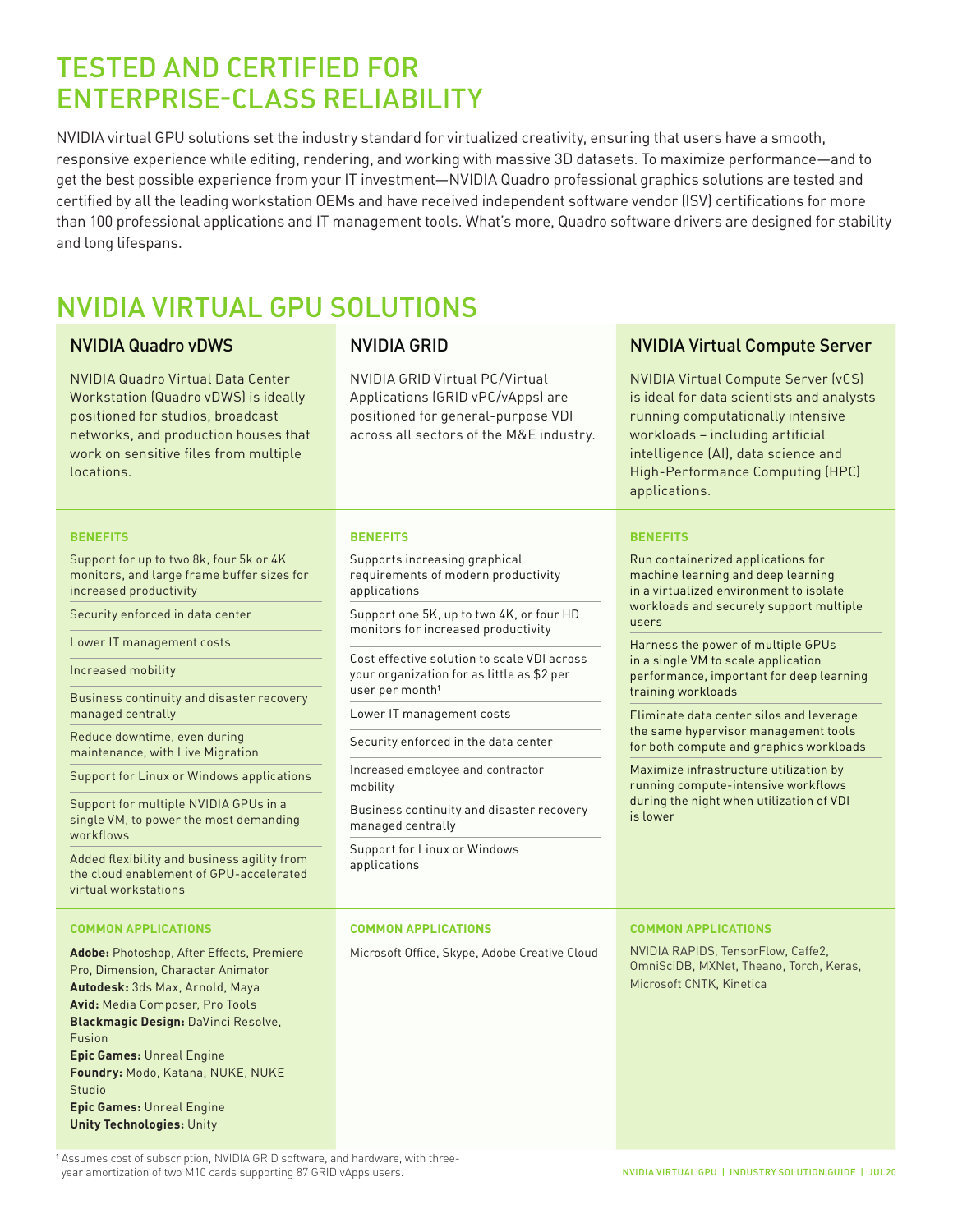# TESTED AND CERTIFIED FOR ENTERPRISE-CLASS RELIABILITY

NVIDIA virtual GPU solutions set the industry standard for virtualized creativity, ensuring that users have a smooth, responsive experience while editing, rendering, and working with massive 3D datasets. To maximize performance—and to get the best possible experience from your IT investment—NVIDIA Quadro professional graphics solutions are tested and certified by all the leading workstation OEMs and have received independent software vendor (ISV) certifications for more than 100 professional applications and IT management tools. What's more, Quadro software drivers are designed for stability and long lifespans.

# NVIDIA VIRTUAL GPU SOLUTIONS

## NVIDIA Quadro vDWS

NVIDIA Quadro Virtual Data Center Workstation (Quadro vDWS) is ideally positioned for studios, broadcast networks, and production houses that work on sensitive files from multiple locations.

**BENEFITS**

- Support for up to two 8k, four 5k or 4K monitors, and large frame buffer sizes for increased productivity
- Security enforced in data center
- Lower IT management costs
- Increased mobility
- Business continuity and disaster recovery managed centrally
- Reduce downtime, even during maintenance, with Live Migration
- Support for Linux or Windows applications
- Support for multiple NVIDIA GPUs in a single VM, to power the most demanding workflows
- Added flexibility and business agility from the cloud enablement of GPU-accelerated virtual workstations

**COMMON APPLICATIONS**

**Adobe:** Photoshop, After Effects, Premiere Pro, Dimension, Character Animator
**Autodesk:** 3ds Max, Arnold, Maya
**Avid:** Media Composer, Pro Tools
**Blackmagic Design:** DaVinci Resolve, Fusion
**Epic Games:** Unreal Engine
**Foundry:** Modo, Katana, NUKE, NUKE Studio
**Epic Games:** Unreal Engine
**Unity Technologies:** Unity

## NVIDIA GRID

NVIDIA GRID Virtual PC/Virtual Applications (GRID vPC/vApps) are positioned for general-purpose VDI across all sectors of the M&E industry.

**BENEFITS**

- Supports increasing graphical requirements of modern productivity applications
- Support one 5K, up to two 4K, or four HD monitors for increased productivity
- Cost effective solution to scale VDI across your organization for as little as $2 per user per month[1]
- Lower IT management costs
- Security enforced in the data center
- Increased employee and contractor mobility
- Business continuity and disaster recovery managed centrally
- Support for Linux or Windows applications

**COMMON APPLICATIONS**

Microsoft Office, Skype, Adobe Creative Cloud

## NVIDIA Virtual Compute Server

NVIDIA Virtual Compute Server (vCS) is ideal for data scientists and analysts running computationally intensive workloads – including artificial intelligence (AI), data science and High-Performance Computing (HPC) applications.

**BENEFITS**

- Run containerized applications for machine learning and deep learning in a virtualized environment to isolate workloads and securely support multiple users
- Harness the power of multiple GPUs in a single VM to scale application performance, important for deep learning training workloads
- Eliminate data center silos and leverage the same hypervisor management tools for both compute and graphics workloads
- Maximize infrastructure utilization by running compute-intensive workflows during the night when utilization of VDI is lower

**COMMON APPLICATIONS**

NVIDIA RAPIDS, TensorFlow, Caffe2, OmniSciDB, MXNet, Theano, Torch, Keras, Microsoft CNTK, Kinetica

[1] Assumes cost of subscription, NVIDIA GRID software, and hardware, with three-year amortization of two M10 cards supporting 87 GRID vApps users.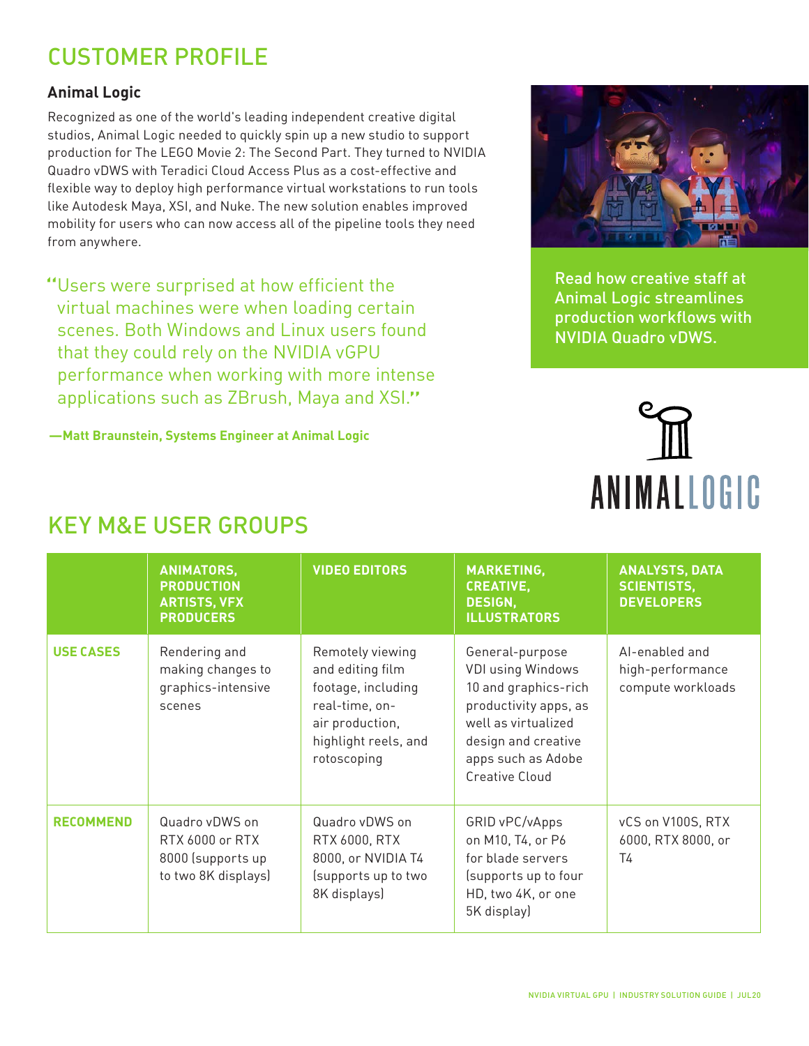# CUSTOMER PROFILE

## Animal Logic

Recognized as one of the world's leading independent creative digital studios, Animal Logic needed to quickly spin up a new studio to support production for The LEGO Movie 2: The Second Part. They turned to NVIDIA Quadro vDWS with Teradici Cloud Access Plus as a cost-effective and flexible way to deploy high performance virtual workstations to run tools like Autodesk Maya, XSI, and Nuke. The new solution enables improved mobility for users who can now access all of the pipeline tools they need from anywhere.

> "Users were surprised at how efficient the virtual machines were when loading certain scenes. Both Windows and Linux users found that they could rely on the NVIDIA vGPU performance when working with more intense applications such as ZBrush, Maya and XSI."

**—Matt Braunstein, Systems Engineer at Animal Logic**

Read how creative staff at Animal Logic streamlines production workflows with NVIDIA Quadro vDWS.

ANIMALLOGIC

# KEY M&E USER GROUPS

| | ANIMATORS, PRODUCTION ARTISTS, VFX PRODUCERS | VIDEO EDITORS | MARKETING, CREATIVE, DESIGN, ILLUSTRATORS | ANALYSTS, DATA SCIENTISTS, DEVELOPERS |
|---|---|---|---|---|
| **USE CASES** | Rendering and making changes to graphics-intensive scenes | Remotely viewing and editing film footage, including real-time, on-air production, highlight reels, and rotoscoping | General-purpose VDI using Windows 10 and graphics-rich productivity apps, as well as virtualized design and creative apps such as Adobe Creative Cloud | AI-enabled and high-performance compute workloads |
| **RECOMMEND** | Quadro vDWS on RTX 6000 or RTX 8000 (supports up to two 8K displays) | Quadro vDWS on RTX 6000, RTX 8000, or NVIDIA T4 (supports up to two 8K displays) | GRID vPC/vApps on M10, T4, or P6 for blade servers (supports up to four HD, two 4K, or one 5K display) | vCS on V100S, RTX 6000, RTX 8000, or T4 |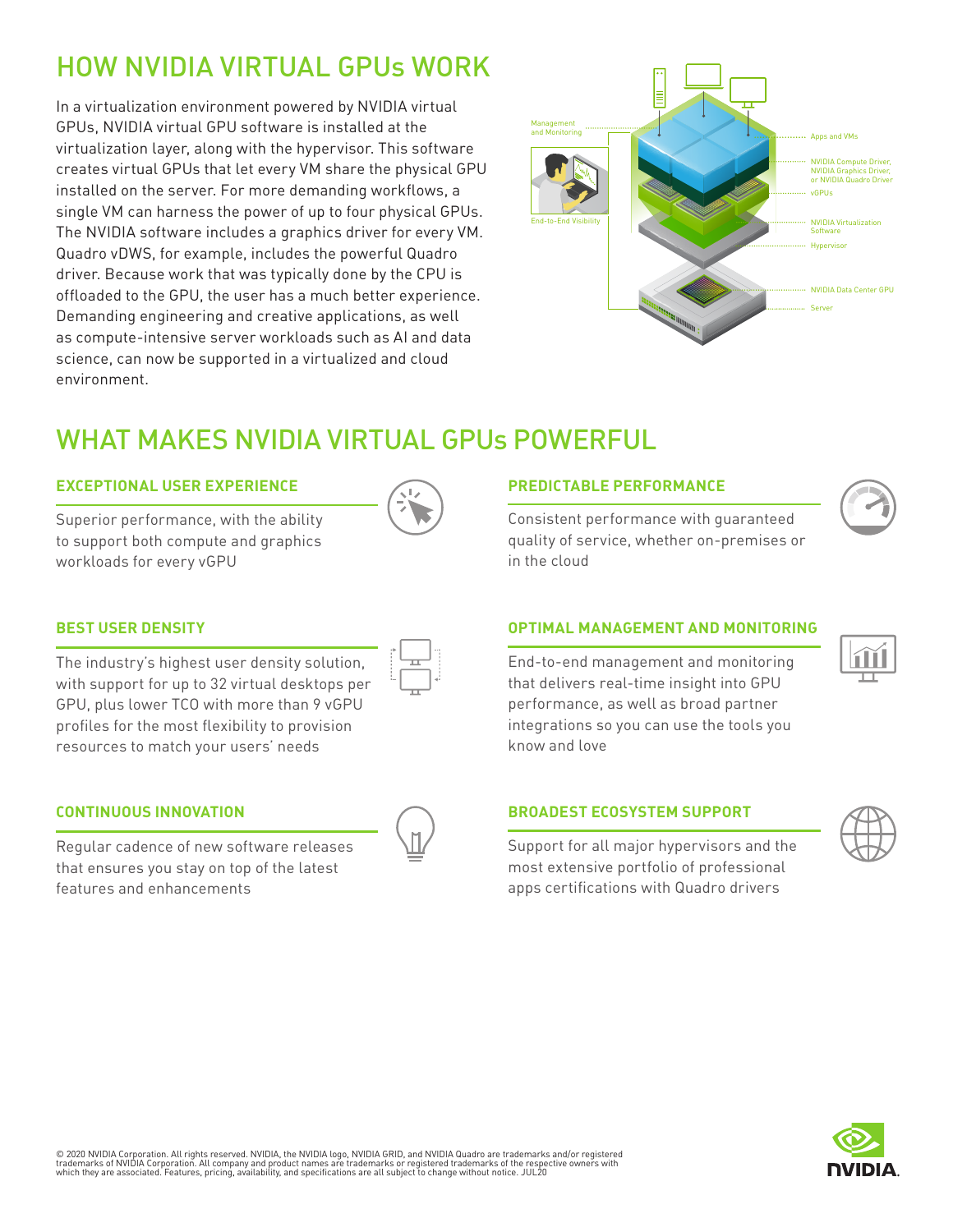# HOW NVIDIA VIRTUAL GPUs WORK

In a virtualization environment powered by NVIDIA virtual GPUs, NVIDIA virtual GPU software is installed at the virtualization layer, along with the hypervisor. This software creates virtual GPUs that let every VM share the physical GPU installed on the server. For more demanding workflows, a single VM can harness the power of up to four physical GPUs. The NVIDIA software includes a graphics driver for every VM. Quadro vDWS, for example, includes the powerful Quadro driver. Because work that was typically done by the CPU is offloaded to the GPU, the user has a much better experience. Demanding engineering and creative applications, as well as compute-intensive server workloads such as AI and data science, can now be supported in a virtualized and cloud environment.

Management and Monitoring

End-to-End Visibility

Apps and VMs

NVIDIA Compute Driver, NVIDIA Graphics Driver, or NVIDIA Quadro Driver

vGPUs

NVIDIA Virtualization Software

Hypervisor

NVIDIA Data Center GPU

Server

# WHAT MAKES NVIDIA VIRTUAL GPUs POWERFUL

### EXCEPTIONAL USER EXPERIENCE

Superior performance, with the ability to support both compute and graphics workloads for every vGPU

### BEST USER DENSITY

The industry's highest user density solution, with support for up to 32 virtual desktops per GPU, plus lower TCO with more than 9 vGPU profiles for the most flexibility to provision resources to match your users' needs

### CONTINUOUS INNOVATION

Regular cadence of new software releases that ensures you stay on top of the latest features and enhancements

### PREDICTABLE PERFORMANCE

Consistent performance with guaranteed quality of service, whether on-premises or in the cloud

### OPTIMAL MANAGEMENT AND MONITORING

End-to-end management and monitoring that delivers real-time insight into GPU performance, as well as broad partner integrations so you can use the tools you know and love

### BROADEST ECOSYSTEM SUPPORT

Support for all major hypervisors and the most extensive portfolio of professional apps certifications with Quadro drivers

© 2020 NVIDIA Corporation. All rights reserved. NVIDIA, the NVIDIA logo, NVIDIA GRID, and NVIDIA Quadro are trademarks and/or registered trademarks of NVIDIA Corporation. All company and product names are trademarks or registered trademarks of the respective owners with which they are associated. Features, pricing, availability, and specifications are all subject to change without notice. JUL20